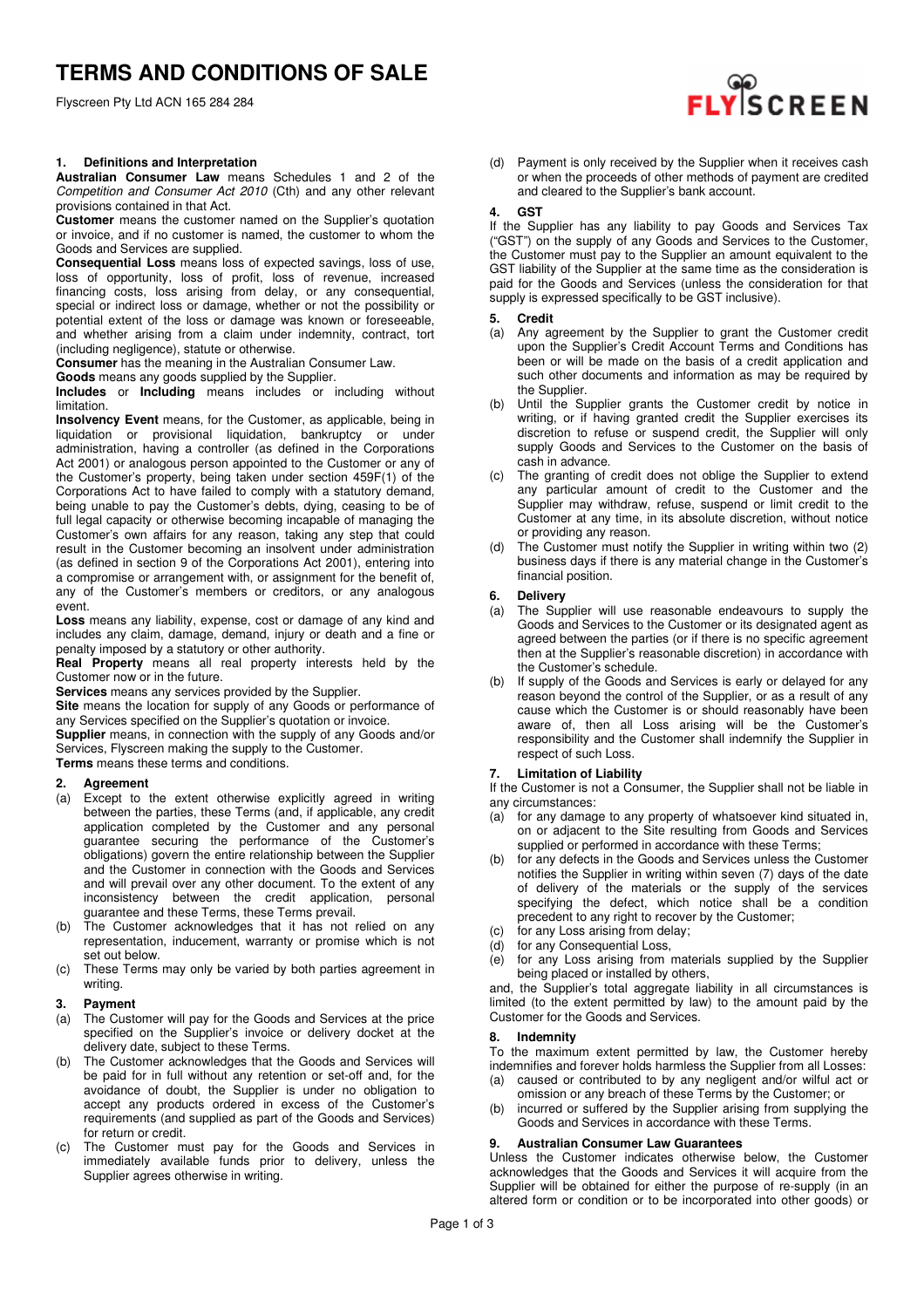# TERMS AND CONDITIONS OF SALE

Flyscreen Pty Ltd ACN 165 284 284

## 1. Definitions and Interpretation

**Australian Consumer Law** means Schedules 1 and 2 of the *Competition and Consumer Act 2010* (Cth) and any other relevant provisions contained in that Act.

**Customer** means the customer named on the Supplier's quotation or invoice, and if no customer is named, the customer to whom the Goods and Services are supplied.

**Consequential Loss** means loss of expected savings, loss of use, loss of opportunity, loss of profit, loss of revenue, increased financing costs, loss arising from delay, or any consequential, special or indirect loss or damage, whether or not the possibility or potential extent of the loss or damage was known or foreseeable, and whether arising from a claim under indemnity, contract, tort (including negligence), statute or otherwise.

**Consumer** has the meaning in the Australian Consumer Law.

**Goods** means any goods supplied by the Supplier.

**Includes** or **Including** means includes or including without limitation.

**Insolvency Event** means, for the Customer, as applicable, being in liquidation or provisional liquidation, bankruptcy or under administration, having a controller (as defined in the Corporations Act 2001) or analogous person appointed to the Customer or any of the Customer's property, being taken under section 459F(1) of the Corporations Act to have failed to comply with a statutory demand, being unable to pay the Customer's debts, dying, ceasing to be of full legal capacity or otherwise becoming incapable of managing the Customer's own affairs for any reason, taking any step that could result in the Customer becoming an insolvent under administration (as defined in section 9 of the Corporations Act 2001), entering into a compromise or arrangement with, or assignment for the benefit of, any of the Customer's members or creditors, or any analogous event.

**Loss** means any liability, expense, cost or damage of any kind and includes any claim, damage, demand, injury or death and a fine or penalty imposed by a statutory or other authority.

**Real Property** means all real property interests held by the Customer now or in the future.

**Services** means any services provided by the Supplier.

**Site** means the location for supply of any Goods or performance of any Services specified on the Supplier's quotation or invoice.

**Supplier** means, in connection with the supply of any Goods and/or Services, Flyscreen making the supply to the Customer.

**Terms** means these terms and conditions.

## 2. Agreement

(a) Except to the extent otherwise explicitly agreed in writing between the parties, these Terms (and, if applicable, any credit application completed by the Customer and any personal guarantee securing the performance of the Customer's obligations) govern the entire relationship between the Supplier and the Customer in connection with the Goods and Services and will prevail over any other document. To the extent of any inconsistency between the credit application, personal guarantee and these Terms, these Terms prevail.

(b) The Customer acknowledges that it has not relied on any representation, inducement, warranty or promise which is not set out below.

(c) These Terms may only be varied by both parties agreement in writing.

## 3. Payment

(a) The Customer will pay for the Goods and Services at the price specified on the Supplier's invoice or delivery docket at the delivery date, subject to these Terms.

(b) The Customer acknowledges that the Goods and Services will be paid for in full without any retention or set-off and, for the avoidance of doubt, the Supplier is under no obligation to accept any products ordered in excess of the Customer's requirements (and supplied as part of the Goods and Services) for return or credit.

(c) The Customer must pay for the Goods and Services in immediately available funds prior to delivery, unless the Supplier agrees otherwise in writing.

(d) Payment is only received by the Supplier when it receives cash or when the proceeds of other methods of payment are credited and cleared to the Supplier's bank account.

## 4. GST

If the Supplier has any liability to pay Goods and Services Tax ("GST") on the supply of any Goods and Services to the Customer, the Customer must pay to the Supplier an amount equivalent to the GST liability of the Supplier at the same time as the consideration is paid for the Goods and Services (unless the consideration for that supply is expressed specifically to be GST inclusive).

## 5. Credit

(a) Any agreement by the Supplier to grant the Customer credit upon the Supplier's Credit Account Terms and Conditions has been or will be made on the basis of a credit application and such other documents and information as may be required by the Supplier.

(b) Until the Supplier grants the Customer credit by notice in writing, or if having granted credit the Supplier exercises its discretion to refuse or suspend credit, the Supplier will only supply Goods and Services to the Customer on the basis of cash in advance.

(c) The granting of credit does not oblige the Supplier to extend any particular amount of credit to the Customer and the Supplier may withdraw, refuse, suspend or limit credit to the Customer at any time, in its absolute discretion, without notice or providing any reason.

(d) The Customer must notify the Supplier in writing within two (2) business days if there is any material change in the Customer's financial position.

## 6. Delivery

(a) The Supplier will use reasonable endeavours to supply the Goods and Services to the Customer or its designated agent as agreed between the parties (or if there is no specific agreement then at the Supplier's reasonable discretion) in accordance with the Customer's schedule.

(b) If supply of the Goods and Services is early or delayed for any reason beyond the control of the Supplier, or as a result of any cause which the Customer is or should reasonably have been aware of, then all Loss arising will be the Customer's responsibility and the Customer shall indemnify the Supplier in respect of such Loss.

## 7. Limitation of Liability

If the Customer is not a Consumer, the Supplier shall not be liable in any circumstances:

(a) for any damage to any property of whatsoever kind situated in, on or adjacent to the Site resulting from Goods and Services supplied or performed in accordance with these Terms;

(b) for any defects in the Goods and Services unless the Customer notifies the Supplier in writing within seven (7) days of the date of delivery of the materials or the supply of the services specifying the defect, which notice shall be a condition precedent to any right to recover by the Customer;

(c) for any Loss arising from delay;

(d) for any Consequential Loss,

(e) for any Loss arising from materials supplied by the Supplier being placed or installed by others,

and, the Supplier's total aggregate liability in all circumstances is limited (to the extent permitted by law) to the amount paid by the Customer for the Goods and Services.

## 8. Indemnity

To the maximum extent permitted by law, the Customer hereby indemnifies and forever holds harmless the Supplier from all Losses:

(a) caused or contributed to by any negligent and/or wilful act or omission or any breach of these Terms by the Customer; or

(b) incurred or suffered by the Supplier arising from supplying the Goods and Services in accordance with these Terms.

## 9. Australian Consumer Law Guarantees

Unless the Customer indicates otherwise below, the Customer acknowledges that the Goods and Services it will acquire from the Supplier will be obtained for either the purpose of re-supply (in an altered form or condition or to be incorporated into other goods) or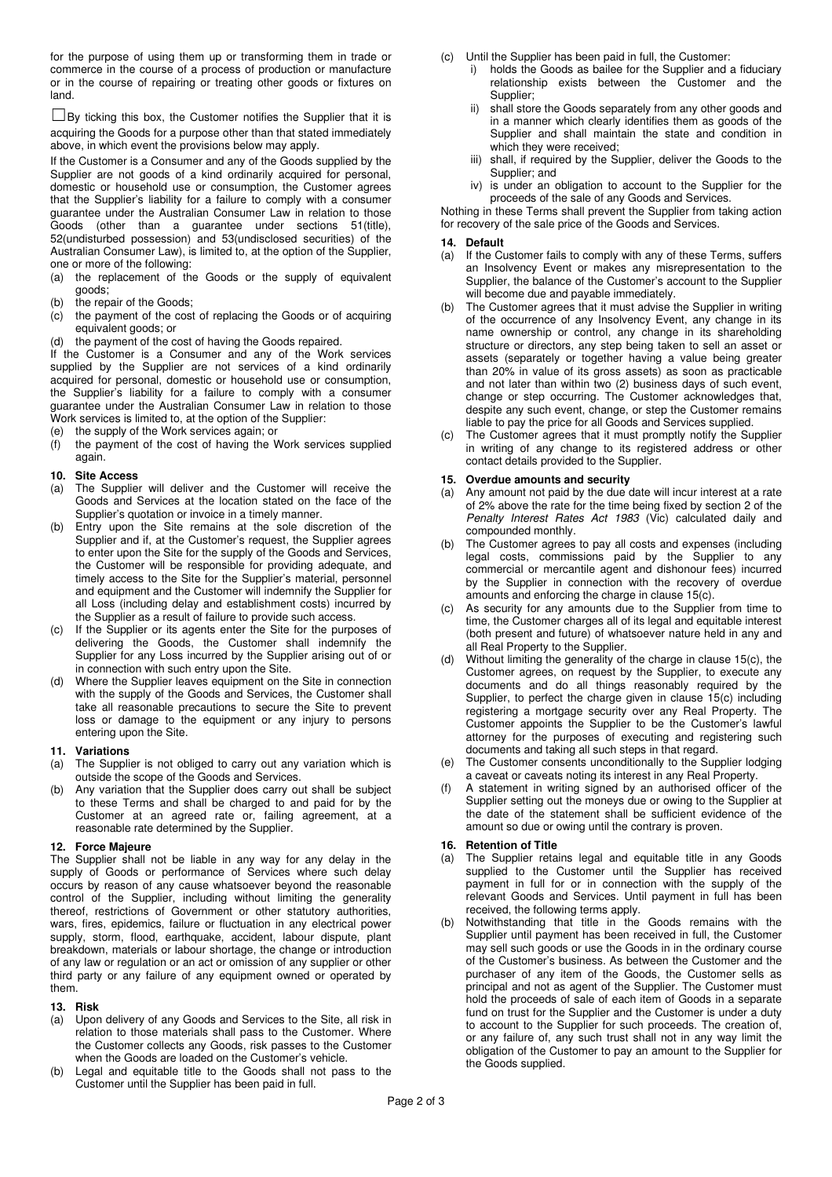for the purpose of using them up or transforming them in trade or commerce in the course of a process of production or manufacture or in the course of repairing or treating other goods or fixtures on land.

☐ By ticking this box, the Customer notifies the Supplier that it is acquiring the Goods for a purpose other than that stated immediately above, in which event the provisions below may apply.

If the Customer is a Consumer and any of the Goods supplied by the Supplier are not goods of a kind ordinarily acquired for personal, domestic or household use or consumption, the Customer agrees that the Supplier's liability for a failure to comply with a consumer guarantee under the Australian Consumer Law in relation to those Goods (other than a guarantee under sections 51(title), 52(undisturbed possession) and 53(undisclosed securities) of the Australian Consumer Law), is limited to, at the option of the Supplier, one or more of the following:

(a) the replacement of the Goods or the supply of equivalent goods;
(b) the repair of the Goods;
(c) the payment of the cost of replacing the Goods or of acquiring equivalent goods; or
(d) the payment of the cost of having the Goods repaired.

If the Customer is a Consumer and any of the Work services supplied by the Supplier are not services of a kind ordinarily acquired for personal, domestic or household use or consumption, the Supplier's liability for a failure to comply with a consumer guarantee under the Australian Consumer Law in relation to those Work services is limited to, at the option of the Supplier:

(e) the supply of the Work services again; or
(f) the payment of the cost of having the Work services supplied again.

## 10. Site Access

(a) The Supplier will deliver and the Customer will receive the Goods and Services at the location stated on the face of the Supplier's quotation or invoice in a timely manner.
(b) Entry upon the Site remains at the sole discretion of the Supplier and if, at the Customer's request, the Supplier agrees to enter upon the Site for the supply of the Goods and Services, the Customer will be responsible for providing adequate, and timely access to the Site for the Supplier's material, personnel and equipment and the Customer will indemnify the Supplier for all Loss (including delay and establishment costs) incurred by the Supplier as a result of failure to provide such access.
(c) If the Supplier or its agents enter the Site for the purposes of delivering the Goods, the Customer shall indemnify the Supplier for any Loss incurred by the Supplier arising out of or in connection with such entry upon the Site.
(d) Where the Supplier leaves equipment on the Site in connection with the supply of the Goods and Services, the Customer shall take all reasonable precautions to secure the Site to prevent loss or damage to the equipment or any injury to persons entering upon the Site.

## 11. Variations

(a) The Supplier is not obliged to carry out any variation which is outside the scope of the Goods and Services.
(b) Any variation that the Supplier does carry out shall be subject to these Terms and shall be charged to and paid for by the Customer at an agreed rate or, failing agreement, at a reasonable rate determined by the Supplier.

## 12. Force Majeure

The Supplier shall not be liable in any way for any delay in the supply of Goods or performance of Services where such delay occurs by reason of any cause whatsoever beyond the reasonable control of the Supplier, including without limiting the generality thereof, restrictions of Government or other statutory authorities, wars, fires, epidemics, failure or fluctuation in any electrical power supply, storm, flood, earthquake, accident, labour dispute, plant breakdown, materials or labour shortage, the change or introduction of any law or regulation or an act or omission of any supplier or other third party or any failure of any equipment owned or operated by them.

## 13. Risk

(a) Upon delivery of any Goods and Services to the Site, all risk in relation to those materials shall pass to the Customer. Where the Customer collects any Goods, risk passes to the Customer when the Goods are loaded on the Customer's vehicle.
(b) Legal and equitable title to the Goods shall not pass to the Customer until the Supplier has been paid in full.
(c) Until the Supplier has been paid in full, the Customer:
    i) holds the Goods as bailee for the Supplier and a fiduciary relationship exists between the Customer and the Supplier;
    ii) shall store the Goods separately from any other goods and in a manner which clearly identifies them as goods of the Supplier and shall maintain the state and condition in which they were received;
    iii) shall, if required by the Supplier, deliver the Goods to the Supplier; and
    iv) is under an obligation to account to the Supplier for the proceeds of the sale of any Goods and Services.

Nothing in these Terms shall prevent the Supplier from taking action for recovery of the sale price of the Goods and Services.

## 14. Default

(a) If the Customer fails to comply with any of these Terms, suffers an Insolvency Event or makes any misrepresentation to the Supplier, the balance of the Customer's account to the Supplier will become due and payable immediately.
(b) The Customer agrees that it must advise the Supplier in writing of the occurrence of any Insolvency Event, any change in its name ownership or control, any change in its shareholding structure or directors, any step being taken to sell an asset or assets (separately or together having a value being greater than 20% in value of its gross assets) as soon as practicable and not later than within two (2) business days of such event, change or step occurring. The Customer acknowledges that, despite any such event, change, or step the Customer remains liable to pay the price for all Goods and Services supplied.
(c) The Customer agrees that it must promptly notify the Supplier in writing of any change to its registered address or other contact details provided to the Supplier.

## 15. Overdue amounts and security

(a) Any amount not paid by the due date will incur interest at a rate of 2% above the rate for the time being fixed by section 2 of the *Penalty Interest Rates Act 1983* (Vic) calculated daily and compounded monthly.
(b) The Customer agrees to pay all costs and expenses (including legal costs, commissions paid by the Supplier to any commercial or mercantile agent and dishonour fees) incurred by the Supplier in connection with the recovery of overdue amounts and enforcing the charge in clause 15(c).
(c) As security for any amounts due to the Supplier from time to time, the Customer charges all of its legal and equitable interest (both present and future) of whatsoever nature held in any and all Real Property to the Supplier.
(d) Without limiting the generality of the charge in clause 15(c), the Customer agrees, on request by the Supplier, to execute any documents and do all things reasonably required by the Supplier, to perfect the charge given in clause 15(c) including registering a mortgage security over any Real Property. The Customer appoints the Supplier to be the Customer's lawful attorney for the purposes of executing and registering such documents and taking all such steps in that regard.
(e) The Customer consents unconditionally to the Supplier lodging a caveat or caveats noting its interest in any Real Property.
(f) A statement in writing signed by an authorised officer of the Supplier setting out the moneys due or owing to the Supplier at the date of the statement shall be sufficient evidence of the amount so due or owing until the contrary is proven.

## 16. Retention of Title

(a) The Supplier retains legal and equitable title in any Goods supplied to the Customer until the Supplier has received payment in full for or in connection with the supply of the relevant Goods and Services. Until payment in full has been received, the following terms apply.
(b) Notwithstanding that title in the Goods remains with the Supplier until payment has been received in full, the Customer may sell such goods or use the Goods in in the ordinary course of the Customer's business. As between the Customer and the purchaser of any item of the Goods, the Customer sells as principal and not as agent of the Supplier. The Customer must hold the proceeds of sale of each item of Goods in a separate fund on trust for the Supplier and the Customer is under a duty to account to the Supplier for such proceeds. The creation of, or any failure of, any such trust shall not in any way limit the obligation of the Customer to pay an amount to the Supplier for the Goods supplied.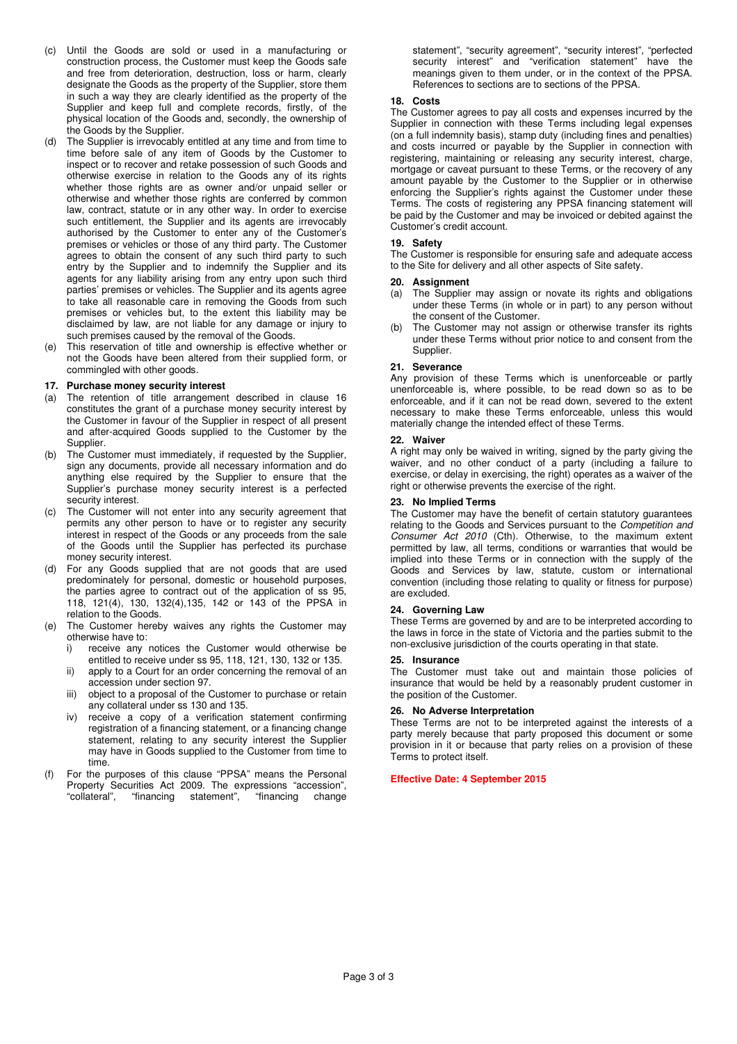(c) Until the Goods are sold or used in a manufacturing or construction process, the Customer must keep the Goods safe and free from deterioration, destruction, loss or harm, clearly designate the Goods as the property of the Supplier, store them in such a way they are clearly identified as the property of the Supplier and keep full and complete records, firstly, of the physical location of the Goods and, secondly, the ownership of the Goods by the Supplier.

(d) The Supplier is irrevocably entitled at any time and from time to time before sale of any item of Goods by the Customer to inspect or to recover and retake possession of such Goods and otherwise exercise in relation to the Goods any of its rights whether those rights are as owner and/or unpaid seller or otherwise and whether those rights are conferred by common law, contract, statute or in any other way. In order to exercise such entitlement, the Supplier and its agents are irrevocably authorised by the Customer to enter any of the Customer's premises or vehicles or those of any third party. The Customer agrees to obtain the consent of any such third party to such entry by the Supplier and to indemnify the Supplier and its agents for any liability arising from any entry upon such third parties' premises or vehicles. The Supplier and its agents agree to take all reasonable care in removing the Goods from such premises or vehicles but, to the extent this liability may be disclaimed by law, are not liable for any damage or injury to such premises caused by the removal of the Goods.

(e) This reservation of title and ownership is effective whether or not the Goods have been altered from their supplied form, or commingled with other goods.

### 17. Purchase money security interest

(a) The retention of title arrangement described in clause 16 constitutes the grant of a purchase money security interest by the Customer in favour of the Supplier in respect of all present and after-acquired Goods supplied to the Customer by the Supplier.

(b) The Customer must immediately, if requested by the Supplier, sign any documents, provide all necessary information and do anything else required by the Supplier to ensure that the Supplier's purchase money security interest is a perfected security interest.

(c) The Customer will not enter into any security agreement that permits any other person to have or to register any security interest in respect of the Goods or any proceeds from the sale of the Goods until the Supplier has perfected its purchase money security interest.

(d) For any Goods supplied that are not goods that are used predominately for personal, domestic or household purposes, the parties agree to contract out of the application of ss 95, 118, 121(4), 130, 132(4),135, 142 or 143 of the PPSA in relation to the Goods.

(e) The Customer hereby waives any rights the Customer may otherwise have to:

i) receive any notices the Customer would otherwise be entitled to receive under ss 95, 118, 121, 130, 132 or 135.

ii) apply to a Court for an order concerning the removal of an accession under section 97.

iii) object to a proposal of the Customer to purchase or retain any collateral under ss 130 and 135.

iv) receive a copy of a verification statement confirming registration of a financing statement, or a financing change statement, relating to any security interest the Supplier may have in Goods supplied to the Customer from time to time.

(f) For the purposes of this clause "PPSA" means the Personal Property Securities Act 2009. The expressions "accession", "collateral", "financing statement", "financing change statement", "security agreement", "security interest", "perfected security interest" and "verification statement" have the meanings given to them under, or in the context of the PPSA. References to sections are to sections of the PPSA.

### 18. Costs

The Customer agrees to pay all costs and expenses incurred by the Supplier in connection with these Terms including legal expenses (on a full indemnity basis), stamp duty (including fines and penalties) and costs incurred or payable by the Supplier in connection with registering, maintaining or releasing any security interest, charge, mortgage or caveat pursuant to these Terms, or the recovery of any amount payable by the Customer to the Supplier or in otherwise enforcing the Supplier's rights against the Customer under these Terms. The costs of registering any PPSA financing statement will be paid by the Customer and may be invoiced or debited against the Customer's credit account.

### 19. Safety

The Customer is responsible for ensuring safe and adequate access to the Site for delivery and all other aspects of Site safety.

### 20. Assignment

(a) The Supplier may assign or novate its rights and obligations under these Terms (in whole or in part) to any person without the consent of the Customer.

(b) The Customer may not assign or otherwise transfer its rights under these Terms without prior notice to and consent from the Supplier.

### 21. Severance

Any provision of these Terms which is unenforceable or partly unenforceable is, where possible, to be read down so as to be enforceable, and if it can not be read down, severed to the extent necessary to make these Terms enforceable, unless this would materially change the intended effect of these Terms.

### 22. Waiver

A right may only be waived in writing, signed by the party giving the waiver, and no other conduct of a party (including a failure to exercise, or delay in exercising, the right) operates as a waiver of the right or otherwise prevents the exercise of the right.

### 23. No Implied Terms

The Customer may have the benefit of certain statutory guarantees relating to the Goods and Services pursuant to the *Competition and Consumer Act 2010* (Cth). Otherwise, to the maximum extent permitted by law, all terms, conditions or warranties that would be implied into these Terms or in connection with the supply of the Goods and Services by law, statute, custom or international convention (including those relating to quality or fitness for purpose) are excluded.

### 24. Governing Law

These Terms are governed by and are to be interpreted according to the laws in force in the state of Victoria and the parties submit to the non-exclusive jurisdiction of the courts operating in that state.

### 25. Insurance

The Customer must take out and maintain those policies of insurance that would be held by a reasonably prudent customer in the position of the Customer.

### 26. No Adverse Interpretation

These Terms are not to be interpreted against the interests of a party merely because that party proposed this document or some provision in it or because that party relies on a provision of these Terms to protect itself.

**Effective Date: 4 September 2015**